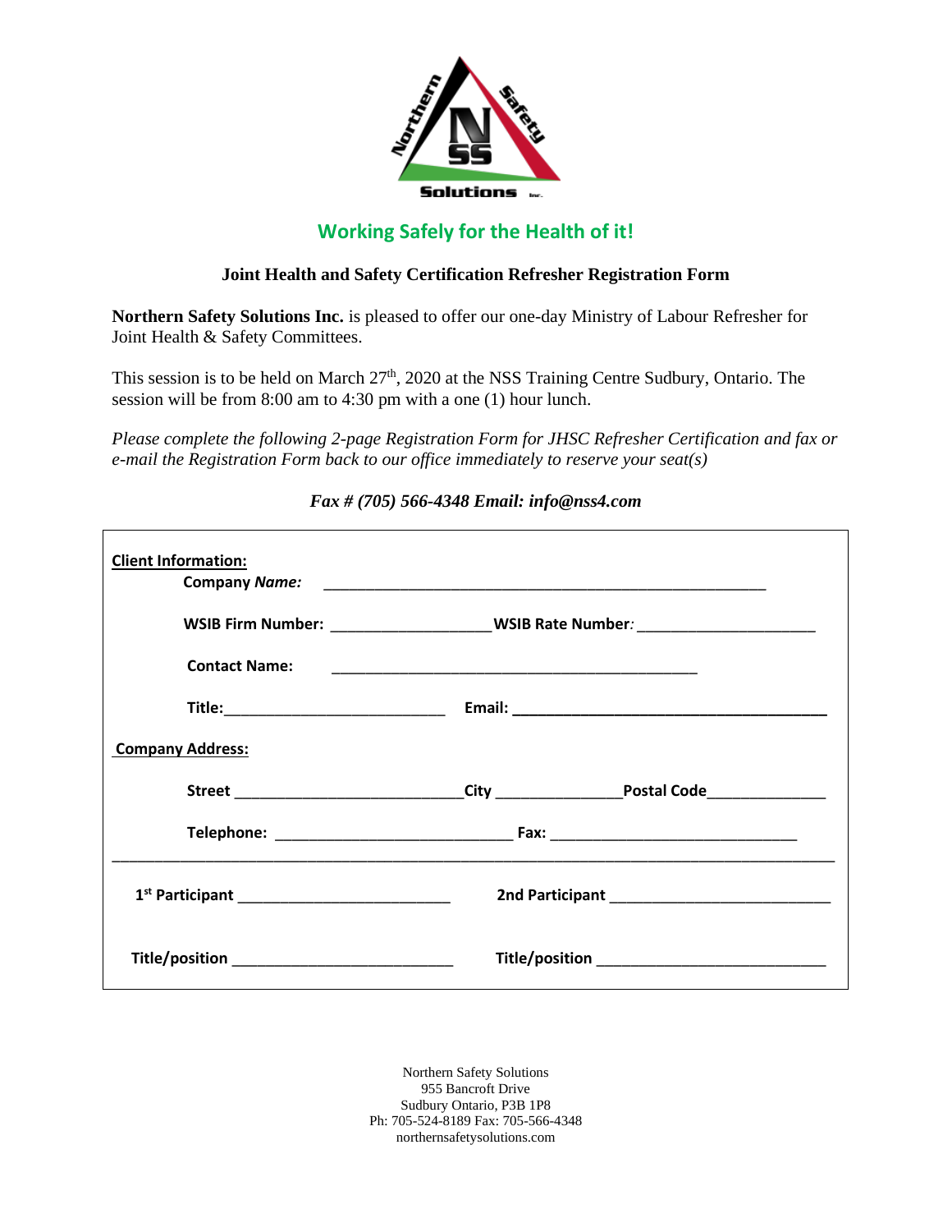Northern Safety Solutions Inc.

## Working Safely for the Health of it!

### Joint Health and Safety Certification Refresher Registration Form

**Northern Safety Solutions Inc.** is pleased to offer our one-day Ministry of Labour Refresher for Joint Health & Safety Committees.

This session is to be held on March 27th, 2020 at the NSS Training Centre Sudbury, Ontario. The session will be from 8:00 am to 4:30 pm with a one (1) hour lunch.

*Please complete the following 2-page Registration Form for JHSC Refresher Certification and fax or e-mail the Registration Form back to our office immediately to reserve your seat(s)*

***Fax # (705) 566-4348 Email: info@nss4.com***

**Client Information:**

**Company *Name:*** ______________________________________________

**WSIB Firm Number:** ____________________ **WSIB Rate Number*:*** ______________________

**Contact Name:** ______________________________________________

**Title:** ____________________________ **Email:** ________________________________________

**Company Address:**

**Street** ____________________________ **City** ______________ **Postal Code** ______________

**Telephone:** ____________________________ **Fax:** ______________________________

---

**1st Participant** ___________________________ **2nd Participant** ___________________________

**Title/position** ___________________________ **Title/position** ___________________________

Northern Safety Solutions
955 Bancroft Drive
Sudbury Ontario, P3B 1P8
Ph: 705-524-8189 Fax: 705-566-4348
northernsafetysolutions.com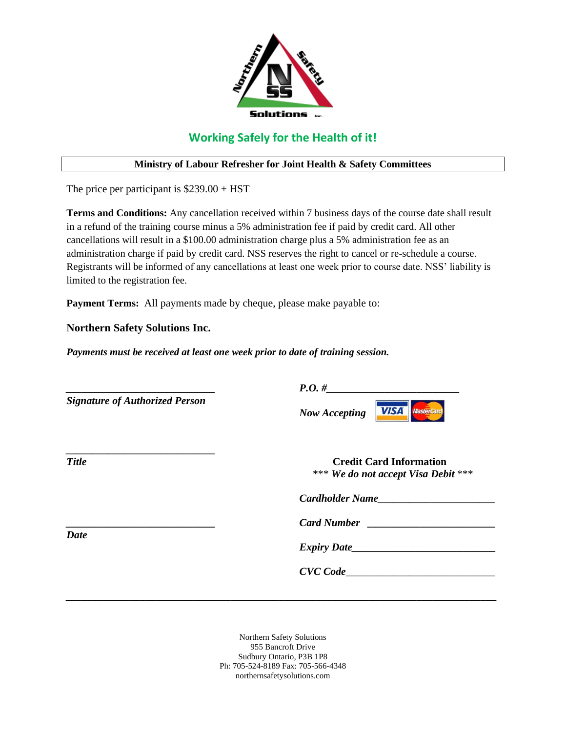Northern Safety Solutions Inc.

**Working Safely for the Health of it!**

## Ministry of Labour Refresher for Joint Health & Safety Committees

The price per participant is $239.00 + HST

**Terms and Conditions:** Any cancellation received within 7 business days of the course date shall result in a refund of the training course minus a 5% administration fee if paid by credit card. All other cancellations will result in a $100.00 administration charge plus a 5% administration fee as an administration charge if paid by credit card. NSS reserves the right to cancel or re-schedule a course. Registrants will be informed of any cancellations at least one week prior to course date. NSS' liability is limited to the registration fee.

**Payment Terms:** All payments made by cheque, please make payable to:

**Northern Safety Solutions Inc.**

***Payments must be received at least one week prior to date of training session.***

_____________________________
***Signature of Authorized Person***

_____________________________
***Title***

_____________________________
***Date***

***P.O. #***_________________________

***Now Accepting*** VISA MasterCard

**Credit Card Information**
\*\*\* ***We do not accept Visa Debit*** \*\*\*

***Cardholder Name***______________________

***Card Number*** ________________________

***Expiry Date***___________________________

***CVC Code***____________________________

Northern Safety Solutions
955 Bancroft Drive
Sudbury Ontario, P3B 1P8
Ph: 705-524-8189 Fax: 705-566-4348
northernsafetysolutions.com